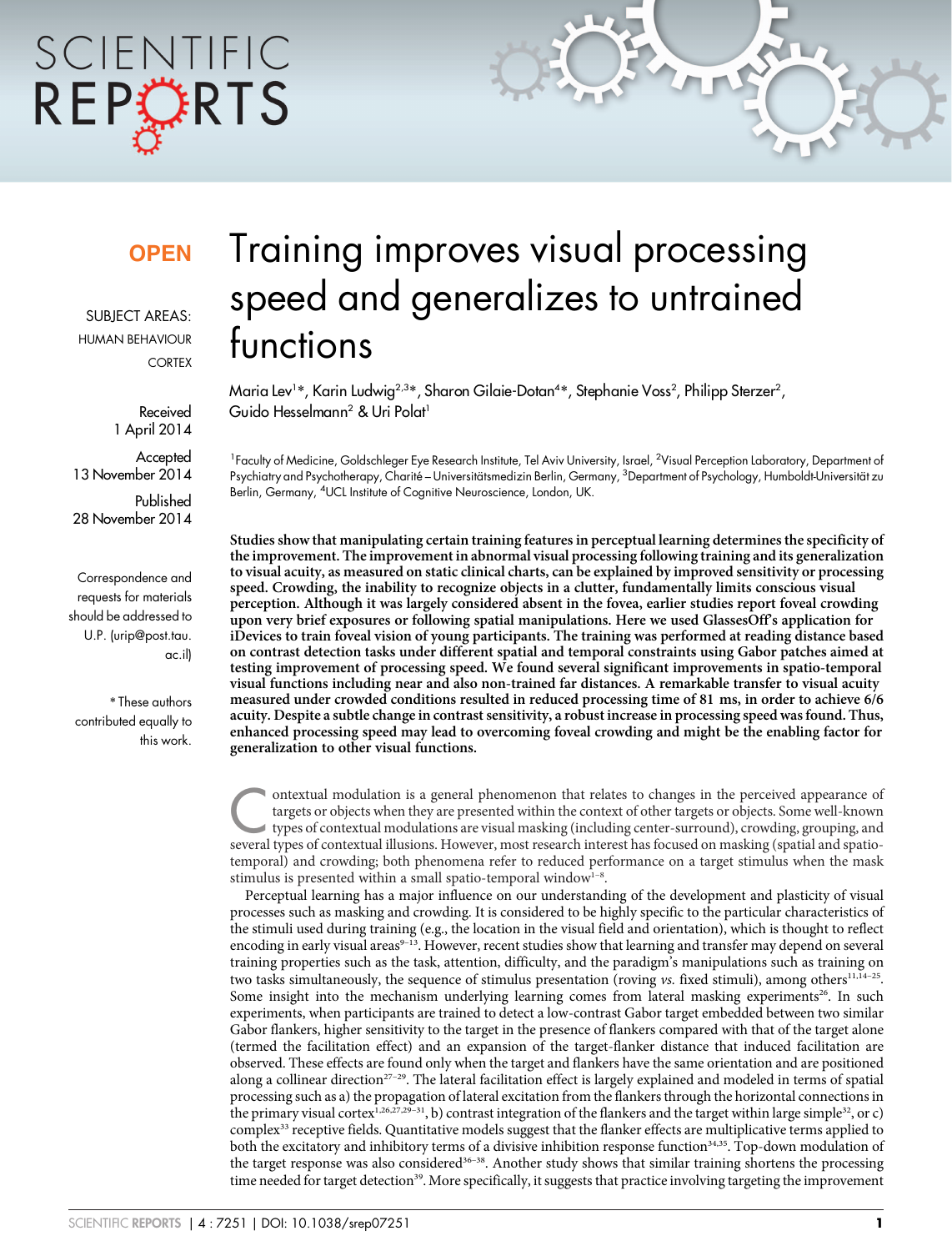# Training improves visual processing speed and generalizes to untrained functions

Maria Lev[1]*, Karin Ludwig[2,3]*, Sharon Gilaie-Dotan[4]*, Stephanie Voss[2], Philipp Sterzer[2], Guido Hesselmann[2] & Uri Polat[1]

[1]Faculty of Medicine, Goldschleger Eye Research Institute, Tel Aviv University, Israel, [2]Visual Perception Laboratory, Department of Psychiatry and Psychotherapy, Charité – Universitätsmedizin Berlin, Germany, [3]Department of Psychology, Humboldt-Universität zu Berlin, Germany, [4]UCL Institute of Cognitive Neuroscience, London, UK.

OPEN

SUBJECT AREAS: HUMAN BEHAVIOUR, CORTEX

Received 1 April 2014

Accepted 13 November 2014

Published 28 November 2014

Correspondence and requests for materials should be addressed to U.P. (urip@post.tau.ac.il)

* These authors contributed equally to this work.

**Studies show that manipulating certain training features in perceptual learning determines the specificity of the improvement. The improvement in abnormal visual processing following training and its generalization to visual acuity, as measured on static clinical charts, can be explained by improved sensitivity or processing speed. Crowding, the inability to recognize objects in a clutter, fundamentally limits conscious visual perception. Although it was largely considered absent in the fovea, earlier studies report foveal crowding upon very brief exposures or following spatial manipulations. Here we used GlassesOff's application for iDevices to train foveal vision of young participants. The training was performed at reading distance based on contrast detection tasks under different spatial and temporal constraints using Gabor patches aimed at testing improvement of processing speed. We found several significant improvements in spatio-temporal visual functions including near and also non-trained far distances. A remarkable transfer to visual acuity measured under crowded conditions resulted in reduced processing time of 81 ms, in order to achieve 6/6 acuity. Despite a subtle change in contrast sensitivity, a robust increase in processing speed was found. Thus, enhanced processing speed may lead to overcoming foveal crowding and might be the enabling factor for generalization to other visual functions.**

Contextual modulation is a general phenomenon that relates to changes in the perceived appearance of targets or objects when they are presented within the context of other targets or objects. Some well-known types of contextual modulations are visual masking (including center-surround), crowding, grouping, and several types of contextual illusions. However, most research interest has focused on masking (spatial and spatio-temporal) and crowding; both phenomena refer to reduced performance on a target stimulus when the mask stimulus is presented within a small spatio-temporal window[1–8].

Perceptual learning has a major influence on our understanding of the development and plasticity of visual processes such as masking and crowding. It is considered to be highly specific to the particular characteristics of the stimuli used during training (e.g., the location in the visual field and orientation), which is thought to reflect encoding in early visual areas[9–13]. However, recent studies show that learning and transfer may depend on several training properties such as the task, attention, difficulty, and the paradigm's manipulations such as training on two tasks simultaneously, the sequence of stimulus presentation (roving *vs.* fixed stimuli), among others[11,14–25]. Some insight into the mechanism underlying learning comes from lateral masking experiments[26]. In such experiments, when participants are trained to detect a low-contrast Gabor target embedded between two similar Gabor flankers, higher sensitivity to the target in the presence of flankers compared with that of the target alone (termed the facilitation effect) and an expansion of the target-flanker distance that induced facilitation are observed. These effects are found only when the target and flankers have the same orientation and are positioned along a collinear direction[27–29]. The lateral facilitation effect is largely explained and modeled in terms of spatial processing such as a) the propagation of lateral excitation from the flankers through the horizontal connections in the primary visual cortex[1,26,27,29–31], b) contrast integration of the flankers and the target within large simple[32], or c) complex[33] receptive fields. Quantitative models suggest that the flanker effects are multiplicative terms applied to both the excitatory and inhibitory terms of a divisive inhibition response function[34,35]. Top-down modulation of the target response was also considered[36–38]. Another study shows that similar training shortens the processing time needed for target detection[39]. More specifically, it suggests that practice involving targeting the improvement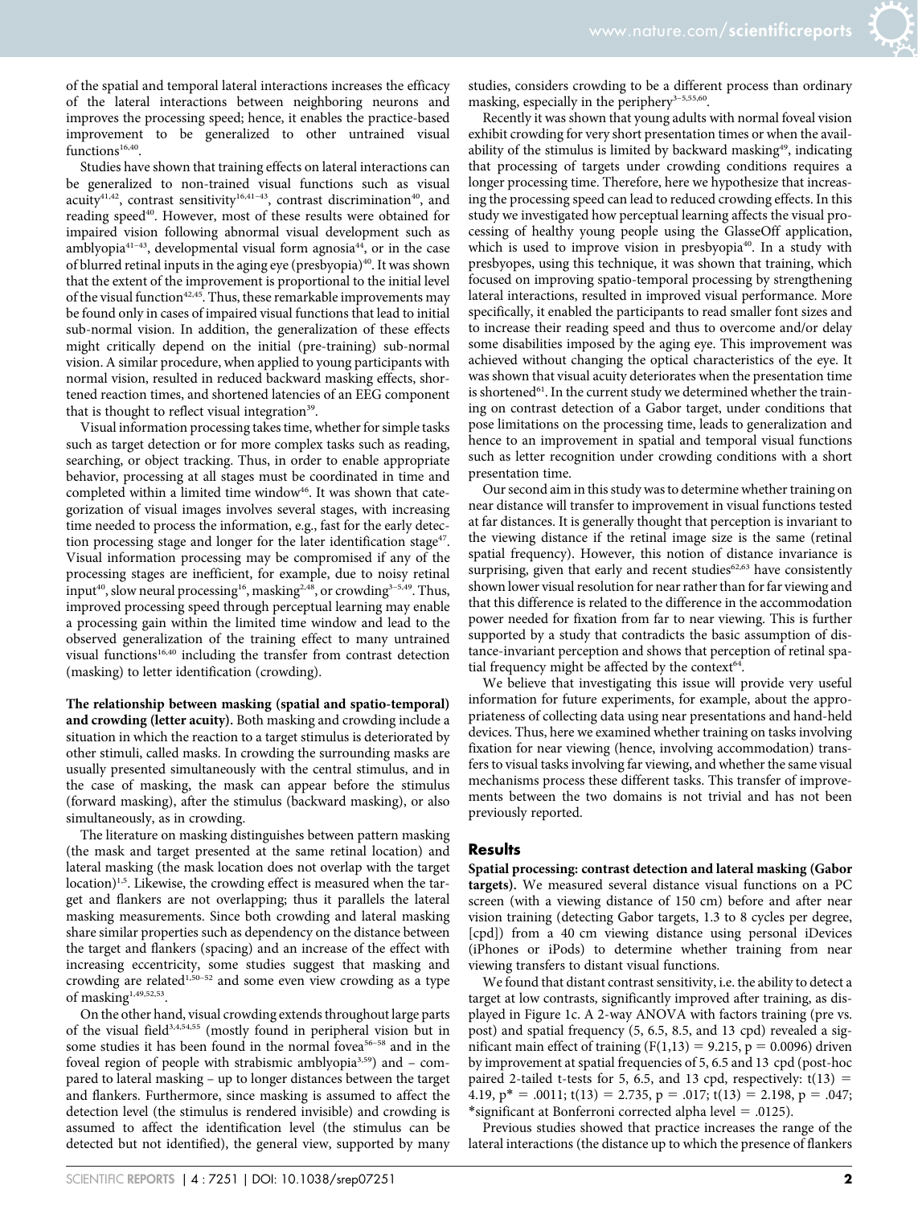of the spatial and temporal lateral interactions increases the efficacy of the lateral interactions between neighboring neurons and improves the processing speed; hence, it enables the practice-based improvement to be generalized to other untrained visual functions[16,40].

Studies have shown that training effects on lateral interactions can be generalized to non-trained visual functions such as visual acuity[41,42], contrast sensitivity[16,41–43], contrast discrimination[40], and reading speed[40]. However, most of these results were obtained for impaired vision following abnormal visual development such as amblyopia[41–43], developmental visual form agnosia[44], or in the case of blurred retinal inputs in the aging eye (presbyopia)[40]. It was shown that the extent of the improvement is proportional to the initial level of the visual function[42,45]. Thus, these remarkable improvements may be found only in cases of impaired visual functions that lead to initial sub-normal vision. In addition, the generalization of these effects might critically depend on the initial (pre-training) sub-normal vision. A similar procedure, when applied to young participants with normal vision, resulted in reduced backward masking effects, shortened reaction times, and shortened latencies of an EEG component that is thought to reflect visual integration[39].

Visual information processing takes time, whether for simple tasks such as target detection or for more complex tasks such as reading, searching, or object tracking. Thus, in order to enable appropriate behavior, processing at all stages must be coordinated in time and completed within a limited time window[46]. It was shown that categorization of visual images involves several stages, with increasing time needed to process the information, e.g., fast for the early detection processing stage and longer for the later identification stage[47]. Visual information processing may be compromised if any of the processing stages are inefficient, for example, due to noisy retinal input[40], slow neural processing[16], masking[2,48], or crowding[3–5,49]. Thus, improved processing speed through perceptual learning may enable a processing gain within the limited time window and lead to the observed generalization of the training effect to many untrained visual functions[16,40] including the transfer from contrast detection (masking) to letter identification (crowding).

**The relationship between masking (spatial and spatio-temporal) and crowding (letter acuity).** Both masking and crowding include a situation in which the reaction to a target stimulus is deteriorated by other stimuli, called masks. In crowding the surrounding masks are usually presented simultaneously with the central stimulus, and in the case of masking, the mask can appear before the stimulus (forward masking), after the stimulus (backward masking), or also simultaneously, as in crowding.

The literature on masking distinguishes between pattern masking (the mask and target presented at the same retinal location) and lateral masking (the mask location does not overlap with the target location)[1,5]. Likewise, the crowding effect is measured when the target and flankers are not overlapping; thus it parallels the lateral masking measurements. Since both crowding and lateral masking share similar properties such as dependency on the distance between the target and flankers (spacing) and an increase of the effect with increasing eccentricity, some studies suggest that masking and crowding are related[1,50–52] and some even view crowding as a type of masking[1,49,52,53].

On the other hand, visual crowding extends throughout large parts of the visual field[3,4,54,55] (mostly found in peripheral vision but in some studies it has been found in the normal fovea[56–58] and in the foveal region of people with strabismic amblyopia[3,59]) and – compared to lateral masking – up to longer distances between the target and flankers. Furthermore, since masking is assumed to affect the detection level (the stimulus is rendered invisible) and crowding is assumed to affect the identification level (the stimulus can be detected but not identified), the general view, supported by many studies, considers crowding to be a different process than ordinary masking, especially in the periphery[3–5,55,60].

Recently it was shown that young adults with normal foveal vision exhibit crowding for very short presentation times or when the availability of the stimulus is limited by backward masking[49], indicating that processing of targets under crowding conditions requires a longer processing time. Therefore, here we hypothesize that increasing the processing speed can lead to reduced crowding effects. In this study we investigated how perceptual learning affects the visual processing of healthy young people using the GlasseOff application, which is used to improve vision in presbyopia[40]. In a study with presbyopes, using this technique, it was shown that training, which focused on improving spatio-temporal processing by strengthening lateral interactions, resulted in improved visual performance. More specifically, it enabled the participants to read smaller font sizes and to increase their reading speed and thus to overcome and/or delay some disabilities imposed by the aging eye. This improvement was achieved without changing the optical characteristics of the eye. It was shown that visual acuity deteriorates when the presentation time is shortened[61]. In the current study we determined whether the training on contrast detection of a Gabor target, under conditions that pose limitations on the processing time, leads to generalization and hence to an improvement in spatial and temporal visual functions such as letter recognition under crowding conditions with a short presentation time.

Our second aim in this study was to determine whether training on near distance will transfer to improvement in visual functions tested at far distances. It is generally thought that perception is invariant to the viewing distance if the retinal image size is the same (retinal spatial frequency). However, this notion of distance invariance is surprising, given that early and recent studies[62,63] have consistently shown lower visual resolution for near rather than for far viewing and that this difference is related to the difference in the accommodation power needed for fixation from far to near viewing. This is further supported by a study that contradicts the basic assumption of distance-invariant perception and shows that perception of retinal spatial frequency might be affected by the context[64].

We believe that investigating this issue will provide very useful information for future experiments, for example, about the appropriateness of collecting data using near presentations and hand-held devices. Thus, here we examined whether training on tasks involving fixation for near viewing (hence, involving accommodation) transfers to visual tasks involving far viewing, and whether the same visual mechanisms process these different tasks. This transfer of improvements between the two domains is not trivial and has not been previously reported.

## Results

**Spatial processing: contrast detection and lateral masking (Gabor targets).** We measured several distance visual functions on a PC screen (with a viewing distance of 150 cm) before and after near vision training (detecting Gabor targets, 1.3 to 8 cycles per degree, [cpd]) from a 40 cm viewing distance using personal iDevices (iPhones or iPods) to determine whether training from near viewing transfers to distant visual functions.

We found that distant contrast sensitivity, i.e. the ability to detect a target at low contrasts, significantly improved after training, as displayed in Figure 1c. A 2-way ANOVA with factors training (pre vs. post) and spatial frequency (5, 6.5, 8.5, and 13 cpd) revealed a significant main effect of training ($F(1,13) = 9.215$, $p = 0.0096$) driven by improvement at spatial frequencies of 5, 6.5 and 13 cpd (post-hoc paired 2-tailed t-tests for 5, 6.5, and 13 cpd, respectively: $t(13) = 4.19$, $p^* = .0011$; $t(13) = 2.735$, $p = .017$; $t(13) = 2.198$, $p = .047$; *significant at Bonferroni corrected alpha level = .0125).

Previous studies showed that practice increases the range of the lateral interactions (the distance up to which the presence of flankers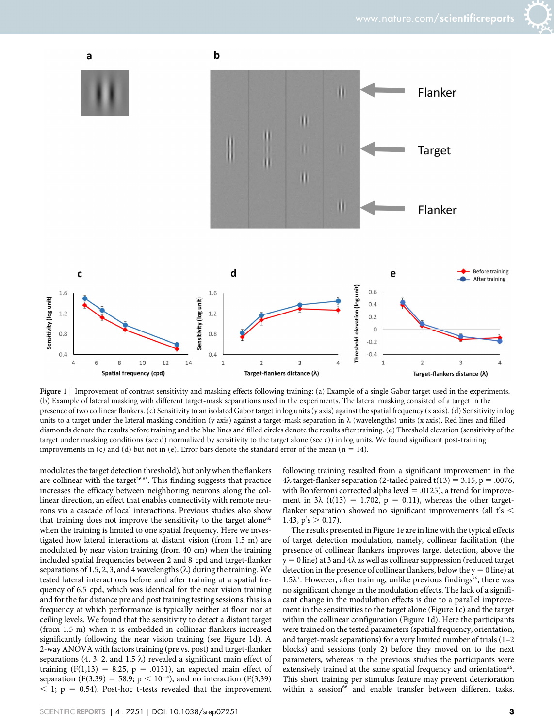Figure 1 | Improvement of contrast sensitivity and masking effects following training: (a) Example of a single Gabor target used in the experiments. (b) Example of lateral masking with different target-mask separations used in the experiments. The lateral masking consisted of a target in the presence of two collinear flankers. (c) Sensitivity to an isolated Gabor target in log units (y axis) against the spatial frequency (x axis). (d) Sensitivity in log units to a target under the lateral masking condition (y axis) against a target-mask separation in λ (wavelengths) units (x axis). Red lines and filled diamonds denote the results before training and the blue lines and filled circles denote the results after training. (e) Threshold elevation (sensitivity of the target under masking conditions (see d) normalized by sensitivity to the target alone (see c)) in log units. We found significant post-training improvements in (c) and (d) but not in (e). Error bars denote the standard error of the mean (n = 14).

modulates the target detection threshold), but only when the flankers are collinear with the target[26,65]. This finding suggests that practice increases the efficacy between neighboring neurons along the collinear direction, an effect that enables connectivity with remote neurons via a cascade of local interactions. Previous studies also show that training does not improve the sensitivity to the target alone[65] when the training is limited to one spatial frequency. Here we investigated how lateral interactions at distant vision (from 1.5 m) are modulated by near vision training (from 40 cm) when the training included spatial frequencies between 2 and 8 cpd and target-flanker separations of 1.5, 2, 3, and 4 wavelengths (λ) during the training. We tested lateral interactions before and after training at a spatial frequency of 6.5 cpd, which was identical for the near vision training and for the far distance pre and post training testing sessions; this is a frequency at which performance is typically neither at floor nor at ceiling levels. We found that the sensitivity to detect a distant target (from 1.5 m) when it is embedded in collinear flankers increased significantly following the near vision training (see Figure 1d). A 2-way ANOVA with factors training (pre vs. post) and target-flanker separations (4, 3, 2, and 1.5 λ) revealed a significant main effect of training ($F(1,13) = 8.25$, $p = .0131$), an expected main effect of separation ($F(3,39) = 58.9$; $p < 10^{-4}$), and no interaction ($F(3,39) < 1$; $p = 0.54$). Post-hoc t-tests revealed that the improvement following training resulted from a significant improvement in the 4λ target-flanker separation (2-tailed paired $t(13) = 3.15$, $p = .0076$, with Bonferroni corrected alpha level = .0125), a trend for improvement in 3λ ($t(13) = 1.702$, $p = 0.11$), whereas the other target-flanker separation showed no significant improvements (all t's < 1.43, p's > 0.17).

The results presented in Figure 1e are in line with the typical effects of target detection modulation, namely, collinear facilitation (the presence of collinear flankers improves target detection, above the $y = 0$ line) at 3 and 4λ as well as collinear suppression (reduced target detection in the presence of collinear flankers, below the $y = 0$ line) at 1.5λ[1]. However, after training, unlike previous findings[26], there was no significant change in the modulation effects. The lack of a significant change in the modulation effects is due to a parallel improvement in the sensitivities to the target alone (Figure 1c) and the target within the collinear configuration (Figure 1d). Here the participants were trained on the tested parameters (spatial frequency, orientation, and target-mask separations) for a very limited number of trials (1–2 blocks) and sessions (only 2) before they moved on to the next parameters, whereas in the previous studies the participants were extensively trained at the same spatial frequency and orientation[26]. This short training per stimulus feature may prevent deterioration within a session[66] and enable transfer between different tasks.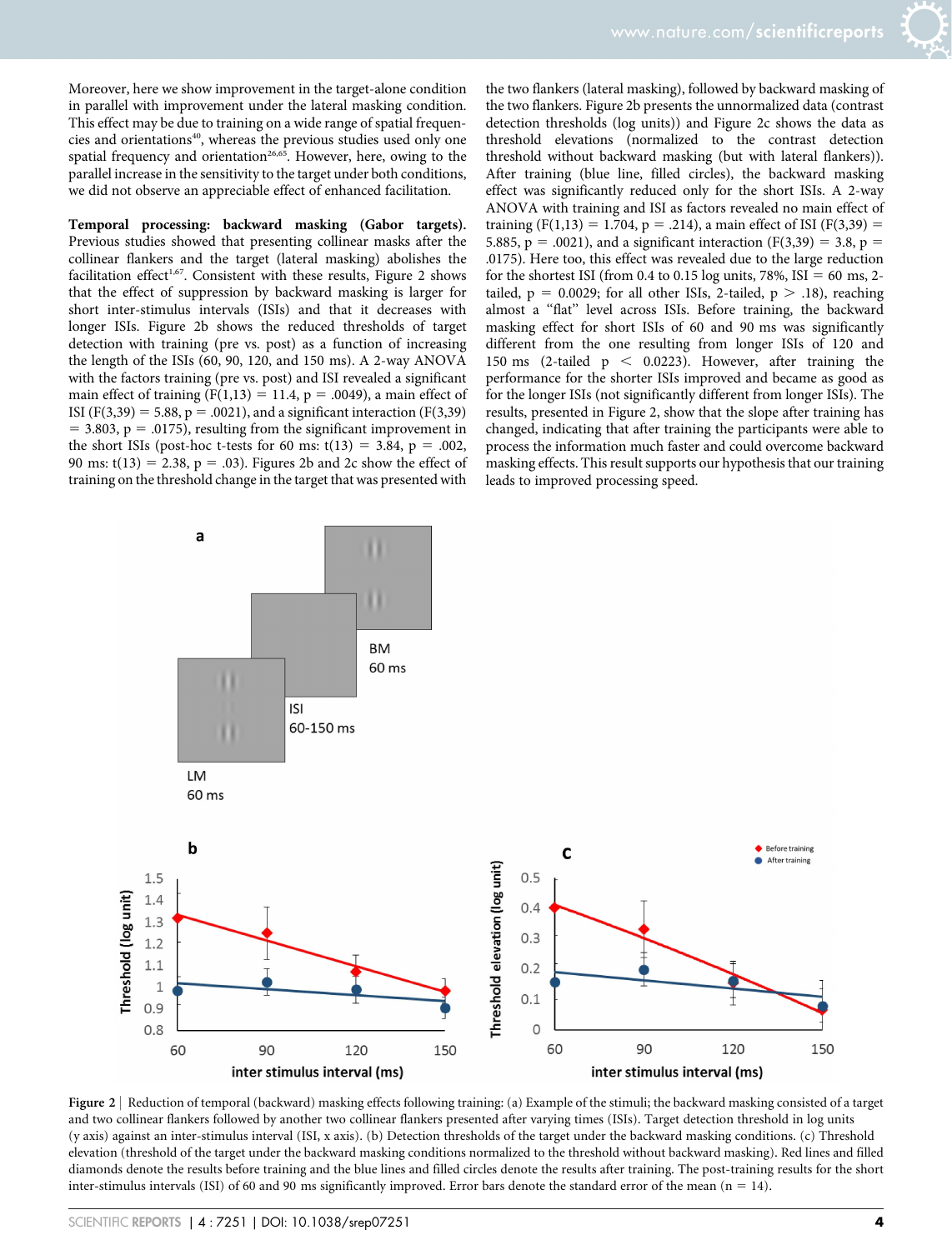Moreover, here we show improvement in the target-alone condition in parallel with improvement under the lateral masking condition. This effect may be due to training on a wide range of spatial frequencies and orientations[40], whereas the previous studies used only one spatial frequency and orientation[26,65]. However, here, owing to the parallel increase in the sensitivity to the target under both conditions, we did not observe an appreciable effect of enhanced facilitation.

**Temporal processing: backward masking (Gabor targets).** Previous studies showed that presenting collinear masks after the collinear flankers and the target (lateral masking) abolishes the facilitation effect[1,67]. Consistent with these results, Figure 2 shows that the effect of suppression by backward masking is larger for short inter-stimulus intervals (ISIs) and that it decreases with longer ISIs. Figure 2b shows the reduced thresholds of target detection with training (pre vs. post) as a function of increasing the length of the ISIs (60, 90, 120, and 150 ms). A 2-way ANOVA with the factors training (pre vs. post) and ISI revealed a significant main effect of training ($F(1,13) = 11.4$, $p = .0049$), a main effect of ISI ($F(3,39) = 5.88$, $p = .0021$), and a significant interaction ($F(3,39) = 3.803$, $p = .0175$), resulting from the significant improvement in the short ISIs (post-hoc t-tests for 60 ms: $t(13) = 3.84$, $p = .002$, 90 ms: $t(13) = 2.38$, $p = .03$). Figures 2b and 2c show the effect of training on the threshold change in the target that was presented with the two flankers (lateral masking), followed by backward masking of the two flankers. Figure 2b presents the unnormalized data (contrast detection thresholds (log units)) and Figure 2c shows the data as threshold elevations (normalized to the contrast detection threshold without backward masking (but with lateral flankers)). After training (blue line, filled circles), the backward masking effect was significantly reduced only for the short ISIs. A 2-way ANOVA with training and ISI as factors revealed no main effect of training ($F(1,13) = 1.704$, $p = .214$), a main effect of ISI ($F(3,39) = 5.885$, $p = .0021$), and a significant interaction ($F(3,39) = 3.8$, $p = .0175$). Here too, this effect was revealed due to the large reduction for the shortest ISI (from 0.4 to 0.15 log units, 78%, ISI = 60 ms, 2-tailed, $p = 0.0029$; for all other ISIs, 2-tailed, $p > .18$), reaching almost a "flat" level across ISIs. Before training, the backward masking effect for short ISIs of 60 and 90 ms was significantly different from the one resulting from longer ISIs of 120 and 150 ms (2-tailed $p < 0.0223$). However, after training the performance for the shorter ISIs improved and became as good as for the longer ISIs (not significantly different from longer ISIs). The results, presented in Figure 2, show that the slope after training has changed, indicating that after training the participants were able to process the information much faster and could overcome backward masking effects. This result supports our hypothesis that our training leads to improved processing speed.

Figure 2 | Reduction of temporal (backward) masking effects following training: (a) Example of the stimuli; the backward masking consisted of a target and two collinear flankers followed by another two collinear flankers presented after varying times (ISIs). Target detection threshold in log units (y axis) against an inter-stimulus interval (ISI, x axis). (b) Detection thresholds of the target under the backward masking conditions. (c) Threshold elevation (threshold of the target under the backward masking conditions normalized to the threshold without backward masking). Red lines and filled diamonds denote the results before training and the blue lines and filled circles denote the results after training. The post-training results for the short inter-stimulus intervals (ISI) of 60 and 90 ms significantly improved. Error bars denote the standard error of the mean (n = 14).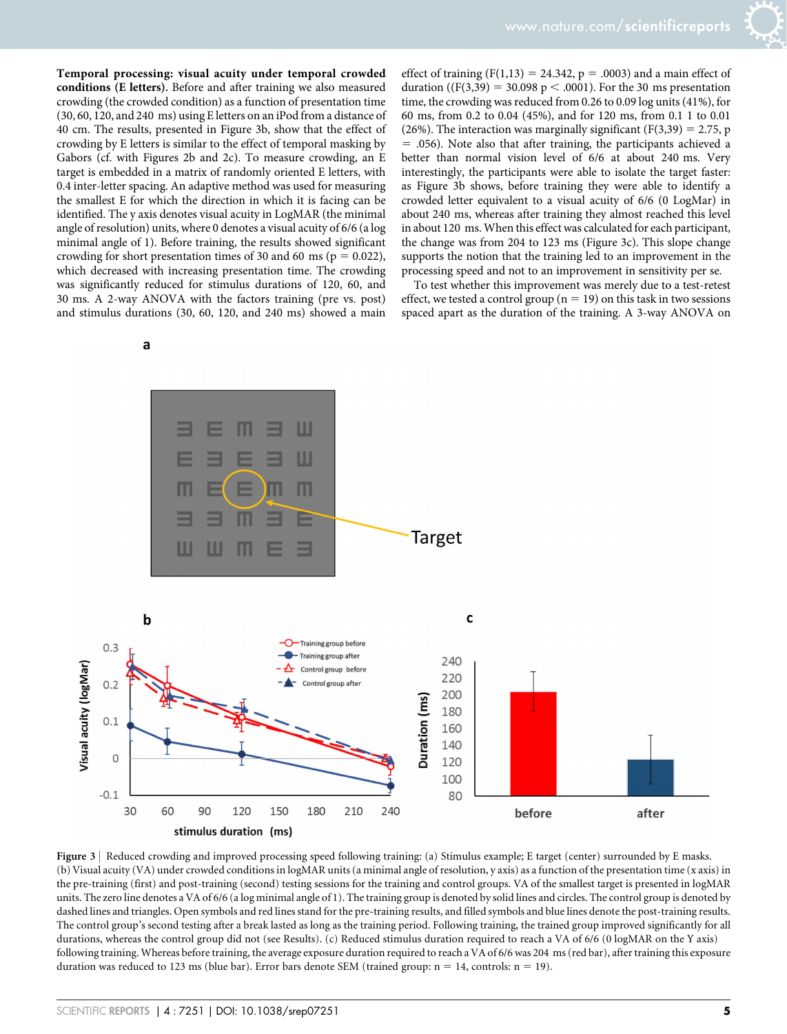**Temporal processing: visual acuity under temporal crowded conditions (E letters).** Before and after training we also measured crowding (the crowded condition) as a function of presentation time (30, 60, 120, and 240 ms) using E letters on an iPod from a distance of 40 cm. The results, presented in Figure 3b, show that the effect of crowding by E letters is similar to the effect of temporal masking by Gabors (cf. with Figures 2b and 2c). To measure crowding, an E target is embedded in a matrix of randomly oriented E letters, with 0.4 inter-letter spacing. An adaptive method was used for measuring the smallest E for which the direction in which it is facing can be identified. The y axis denotes visual acuity in LogMAR (the minimal angle of resolution) units, where 0 denotes a visual acuity of 6/6 (a log minimal angle of 1). Before training, the results showed significant crowding for short presentation times of 30 and 60 ms ($p = 0.022$), which decreased with increasing presentation time. The crowding was significantly reduced for stimulus durations of 120, 60, and 30 ms. A 2-way ANOVA with the factors training (pre vs. post) and stimulus durations (30, 60, 120, and 240 ms) showed a main effect of training ($F(1,13) = 24.342$, $p = .0003$) and a main effect of duration (($F(3,39) = 30.098$ $p < .0001$). For the 30 ms presentation time, the crowding was reduced from 0.26 to 0.09 log units (41%), for 60 ms, from 0.2 to 0.04 (45%), and for 120 ms, from 0.1 1 to 0.01 (26%). The interaction was marginally significant ($F(3,39) = 2.75$, $p = .056$). Note also that after training, the participants achieved a better than normal vision level of 6/6 at about 240 ms. Very interestingly, the participants were able to isolate the target faster: as Figure 3b shows, before training they were able to identify a crowded letter equivalent to a visual acuity of 6/6 (0 LogMar) in about 240 ms, whereas after training they almost reached this level in about 120 ms. When this effect was calculated for each participant, the change was from 204 to 123 ms (Figure 3c). This slope change supports the notion that the training led to an improvement in the processing speed and not to an improvement in sensitivity per se.

To test whether this improvement was merely due to a test-retest effect, we tested a control group (n = 19) on this task in two sessions spaced apart as the duration of the training. A 3-way ANOVA on

**Figure 3** | Reduced crowding and improved processing speed following training: (a) Stimulus example; E target (center) surrounded by E masks. (b) Visual acuity (VA) under crowded conditions in logMAR units (a minimal angle of resolution, y axis) as a function of the presentation time (x axis) in the pre-training (first) and post-training (second) testing sessions for the training and control groups. VA of the smallest target is presented in logMAR units. The zero line denotes a VA of 6/6 (a log minimal angle of 1). The training group is denoted by solid lines and circles. The control group is denoted by dashed lines and triangles. Open symbols and red lines stand for the pre-training results, and filled symbols and blue lines denote the post-training results. The control group's second testing after a break lasted as long as the training period. Following training, the trained group improved significantly for all durations, whereas the control group did not (see Results). (c) Reduced stimulus duration required to reach a VA of 6/6 (0 logMAR on the Y axis) following training. Whereas before training, the average exposure duration required to reach a VA of 6/6 was 204 ms (red bar), after training this exposure duration was reduced to 123 ms (blue bar). Error bars denote SEM (trained group: n = 14, controls: n = 19).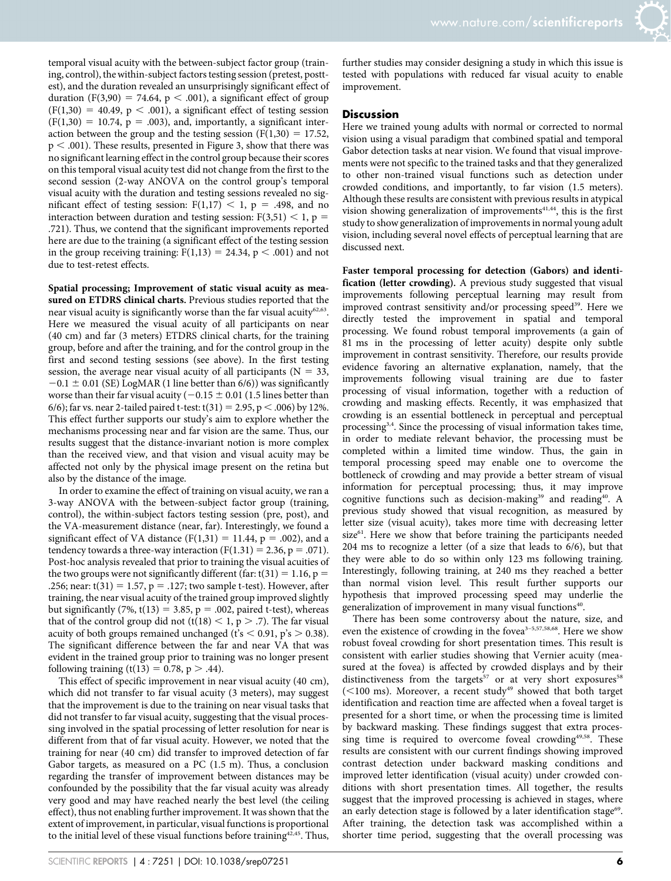temporal visual acuity with the between-subject factor group (training, control), the within-subject factors testing session (pretest, posttest), and the duration revealed an unsurprisingly significant effect of duration ($F(3,90) = 74.64$, $p < .001$), a significant effect of group ($F(1,30) = 40.49$, $p < .001$), a significant effect of testing session ($F(1,30) = 10.74$, $p = .003$), and, importantly, a significant interaction between the group and the testing session ($F(1,30) = 17.52$, $p < .001$). These results, presented in Figure 3, show that there was no significant learning effect in the control group because their scores on this temporal visual acuity test did not change from the first to the second session (2-way ANOVA on the control group's temporal visual acuity with the duration and testing sessions revealed no significant effect of testing session: $F(1,17) < 1$, $p = .498$, and no interaction between duration and testing session: $F(3,51) < 1$, $p = .721$). Thus, we contend that the significant improvements reported here are due to the training (a significant effect of the testing session in the group receiving training: $F(1,13) = 24.34$, $p < .001$) and not due to test-retest effects.

**Spatial processing; Improvement of static visual acuity as measured on ETDRS clinical charts.** Previous studies reported that the near visual acuity is significantly worse than the far visual acuity[62,63]. Here we measured the visual acuity of all participants on near (40 cm) and far (3 meters) ETDRS clinical charts, for the training group, before and after the training, and for the control group in the first and second testing sessions (see above). In the first testing session, the average near visual acuity of all participants ($N = 33$, $-0.1 \pm 0.01$ (SE) LogMAR (1 line better than 6/6)) was significantly worse than their far visual acuity ($-0.15 \pm 0.01$ (1.5 lines better than 6/6); far vs. near 2-tailed paired t-test: $t(31) = 2.95$, $p < .006$) by 12%. This effect further supports our study's aim to explore whether the mechanisms processing near and far vision are the same. Thus, our results suggest that the distance-invariant notion is more complex than the received view, and that vision and visual acuity may be affected not only by the physical image present on the retina but also by the distance of the image.

In order to examine the effect of training on visual acuity, we ran a 3-way ANOVA with the between-subject factor group (training, control), the within-subject factors testing session (pre, post), and the VA-measurement distance (near, far). Interestingly, we found a significant effect of VA distance ($F(1,31) = 11.44$, $p = .002$), and a tendency towards a three-way interaction ($F(1.31) = 2.36$, $p = .071$). Post-hoc analysis revealed that prior to training the visual acuities of the two groups were not significantly different (far: $t(31) = 1.16$, $p = .256$; near: $t(31) = 1.57$, $p = .127$; two sample t-test). However, after training, the near visual acuity of the trained group improved slightly but significantly (7%, $t(13) = 3.85$, $p = .002$, paired t-test), whereas that of the control group did not ($t(18) < 1$, $p > .7$). The far visual acuity of both groups remained unchanged (t's $< 0.91$, p's $> 0.38$). The significant difference between the far and near VA that was evident in the trained group prior to training was no longer present following training ($t(13) = 0.78$, $p > .44$).

This effect of specific improvement in near visual acuity (40 cm), which did not transfer to far visual acuity (3 meters), may suggest that the improvement is due to the training on near visual tasks that did not transfer to far visual acuity, suggesting that the visual processing involved in the spatial processing of letter resolution for near is different from that of far visual acuity. However, we noted that the training for near (40 cm) did transfer to improved detection of far Gabor targets, as measured on a PC (1.5 m). Thus, a conclusion regarding the transfer of improvement between distances may be confounded by the possibility that the far visual acuity was already very good and may have reached nearly the best level (the ceiling effect), thus not enabling further improvement. It was shown that the extent of improvement, in particular, visual functions is proportional to the initial level of these visual functions before training[42,45]. Thus, further studies may consider designing a study in which this issue is tested with populations with reduced far visual acuity to enable improvement.

## Discussion

Here we trained young adults with normal or corrected to normal vision using a visual paradigm that combined spatial and temporal Gabor detection tasks at near vision. We found that visual improvements were not specific to the trained tasks and that they generalized to other non-trained visual functions such as detection under crowded conditions, and importantly, to far vision (1.5 meters). Although these results are consistent with previous results in atypical vision showing generalization of improvements[41,44], this is the first study to show generalization of improvements in normal young adult vision, including several novel effects of perceptual learning that are discussed next.

**Faster temporal processing for detection (Gabors) and identification (letter crowding).** A previous study suggested that visual improvements following perceptual learning may result from improved contrast sensitivity and/or processing speed[39]. Here we directly tested the improvement in spatial and temporal processing. We found robust temporal improvements (a gain of 81 ms in the processing of letter acuity) despite only subtle improvement in contrast sensitivity. Therefore, our results provide evidence favoring an alternative explanation, namely, that the improvements following visual training are due to faster processing of visual information, together with a reduction of crowding and masking effects. Recently, it was emphasized that crowding is an essential bottleneck in perceptual and perceptual processing[3,4]. Since the processing of visual information takes time, in order to mediate relevant behavior, the processing must be completed within a limited time window. Thus, the gain in temporal processing speed may enable one to overcome the bottleneck of crowding and may provide a better stream of visual information for perceptual processing; thus, it may improve cognitive functions such as decision-making[39] and reading[40]. A previous study showed that visual recognition, as measured by letter size (visual acuity), takes more time with decreasing letter size[61]. Here we show that before training the participants needed 204 ms to recognize a letter (of a size that leads to 6/6), but that they were able to do so within only 123 ms following training. Interestingly, following training, at 240 ms they reached a better than normal vision level. This result further supports our hypothesis that improved processing speed may underlie the generalization of improvement in many visual functions[40].

There has been some controversy about the nature, size, and even the existence of crowding in the fovea[3–5,57,58,68]. Here we show robust foveal crowding for short presentation times. This result is consistent with earlier studies showing that Vernier acuity (measured at the fovea) is affected by crowded displays and by their distinctiveness from the targets[57] or at very short exposures[58] (<100 ms). Moreover, a recent study[49] showed that both target identification and reaction time are affected when a foveal target is presented for a short time, or when the processing time is limited by backward masking. These findings suggest that extra processing time is required to overcome foveal crowding[49,58]. These results are consistent with our current findings showing improved contrast detection under backward masking conditions and improved letter identification (visual acuity) under crowded conditions with short presentation times. All together, the results suggest that the improved processing is achieved in stages, where an early detection stage is followed by a later identification stage[69]. After training, the detection task was accomplished within a shorter time period, suggesting that the overall processing was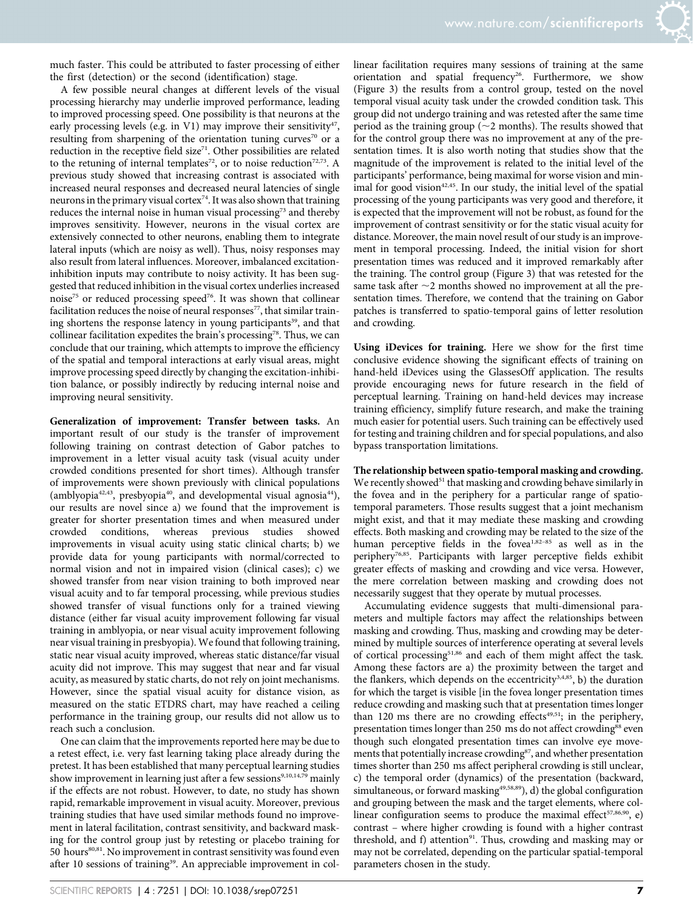much faster. This could be attributed to faster processing of either the first (detection) or the second (identification) stage.

A few possible neural changes at different levels of the visual processing hierarchy may underlie improved performance, leading to improved processing speed. One possibility is that neurons at the early processing levels (e.g. in V1) may improve their sensitivity[47], resulting from sharpening of the orientation tuning curves[70] or a reduction in the receptive field size[71]. Other possibilities are related to the retuning of internal templates[72], or to noise reduction[72,73]. A previous study showed that increasing contrast is associated with increased neural responses and decreased neural latencies of single neurons in the primary visual cortex[74]. It was also shown that training reduces the internal noise in human visual processing[73] and thereby improves sensitivity. However, neurons in the visual cortex are extensively connected to other neurons, enabling them to integrate lateral inputs (which are noisy as well). Thus, noisy responses may also result from lateral influences. Moreover, imbalanced excitation-inhibition inputs may contribute to noisy activity. It has been suggested that reduced inhibition in the visual cortex underlies increased noise[75] or reduced processing speed[76]. It was shown that collinear facilitation reduces the noise of neural responses[77], that similar training shortens the response latency in young participants[39], and that collinear facilitation expedites the brain's processing[78]. Thus, we can conclude that our training, which attempts to improve the efficiency of the spatial and temporal interactions at early visual areas, might improve processing speed directly by changing the excitation-inhibition balance, or possibly indirectly by reducing internal noise and improving neural sensitivity.

**Generalization of improvement: Transfer between tasks.** An important result of our study is the transfer of improvement following training on contrast detection of Gabor patches to improvement in a letter visual acuity task (visual acuity under crowded conditions presented for short times). Although transfer of improvements were shown previously with clinical populations (amblyopia[42,43], presbyopia[40], and developmental visual agnosia[44]), our results are novel since a) we found that the improvement is greater for shorter presentation times and when measured under crowded conditions, whereas previous studies showed improvements in visual acuity using static clinical charts; b) we provide data for young participants with normal/corrected to normal vision and not in impaired vision (clinical cases); c) we showed transfer from near vision training to both improved near visual acuity and to far temporal processing, while previous studies showed transfer of visual functions only for a trained viewing distance (either far visual acuity improvement following far visual training in amblyopia, or near visual acuity improvement following near visual training in presbyopia). We found that following training, static near visual acuity improved, whereas static distance/far visual acuity did not improve. This may suggest that near and far visual acuity, as measured by static charts, do not rely on joint mechanisms. However, since the spatial visual acuity for distance vision, as measured on the static ETDRS chart, may have reached a ceiling performance in the training group, our results did not allow us to reach such a conclusion.

One can claim that the improvements reported here may be due to a retest effect, i.e. very fast learning taking place already during the pretest. It has been established that many perceptual learning studies show improvement in learning just after a few sessions[9,10,14,79] mainly if the effects are not robust. However, to date, no study has shown rapid, remarkable improvement in visual acuity. Moreover, previous training studies that have used similar methods found no improvement in lateral facilitation, contrast sensitivity, and backward masking for the control group just by retesting or placebo training for 50 hours[80,81]. No improvement in contrast sensitivity was found even after 10 sessions of training[39]. An appreciable improvement in collinear facilitation requires many sessions of training at the same orientation and spatial frequency[26]. Furthermore, we show (Figure 3) the results from a control group, tested on the novel temporal visual acuity task under the crowded condition task. This group did not undergo training and was retested after the same time period as the training group (~2 months). The results showed that for the control group there was no improvement at any of the presentation times. It is also worth noting that studies show that the magnitude of the improvement is related to the initial level of the participants' performance, being maximal for worse vision and minimal for good vision[42,45]. In our study, the initial level of the spatial processing of the young participants was very good and therefore, it is expected that the improvement will not be robust, as found for the improvement of contrast sensitivity or for the static visual acuity for distance. Moreover, the main novel result of our study is an improvement in temporal processing. Indeed, the initial vision for short presentation times was reduced and it improved remarkably after the training. The control group (Figure 3) that was retested for the same task after ~2 months showed no improvement at all the presentation times. Therefore, we contend that the training on Gabor patches is transferred to spatio-temporal gains of letter resolution and crowding.

**Using iDevices for training.** Here we show for the first time conclusive evidence showing the significant effects of training on hand-held iDevices using the GlassesOff application. The results provide encouraging news for future research in the field of perceptual learning. Training on hand-held devices may increase training efficiency, simplify future research, and make the training much easier for potential users. Such training can be effectively used for testing and training children and for special populations, and also bypass transportation limitations.

**The relationship between spatio-temporal masking and crowding.** We recently showed[51] that masking and crowding behave similarly in the fovea and in the periphery for a particular range of spatio-temporal parameters. Those results suggest that a joint mechanism might exist, and that it may mediate these masking and crowding effects. Both masking and crowding may be related to the size of the human perceptive fields in the fovea[1,82–85] as well as in the periphery[76,85]. Participants with larger perceptive fields exhibit greater effects of masking and crowding and vice versa. However, the mere correlation between masking and crowding does not necessarily suggest that they operate by mutual processes.

Accumulating evidence suggests that multi-dimensional parameters and multiple factors may affect the relationships between masking and crowding. Thus, masking and crowding may be determined by multiple sources of interference operating at several levels of cortical processing[51,86] and each of them might affect the task. Among these factors are a) the proximity between the target and the flankers, which depends on the eccentricity[3,4,85], b) the duration for which the target is visible [in the fovea longer presentation times reduce crowding and masking such that at presentation times longer than 120 ms there are no crowding effects[49,51]; in the periphery, presentation times longer than 250 ms do not affect crowding[88] even though such elongated presentation times can involve eye movements that potentially increase crowding[87], and whether presentation times shorter than 250 ms affect peripheral crowding is still unclear, c) the temporal order (dynamics) of the presentation (backward, simultaneous, or forward masking[49,58,89]), d) the global configuration and grouping between the mask and the target elements, where collinear configuration seems to produce the maximal effect[57,86,90], e) contrast – where higher crowding is found with a higher contrast threshold, and f) attention[91]. Thus, crowding and masking may or may not be correlated, depending on the particular spatial-temporal parameters chosen in the study.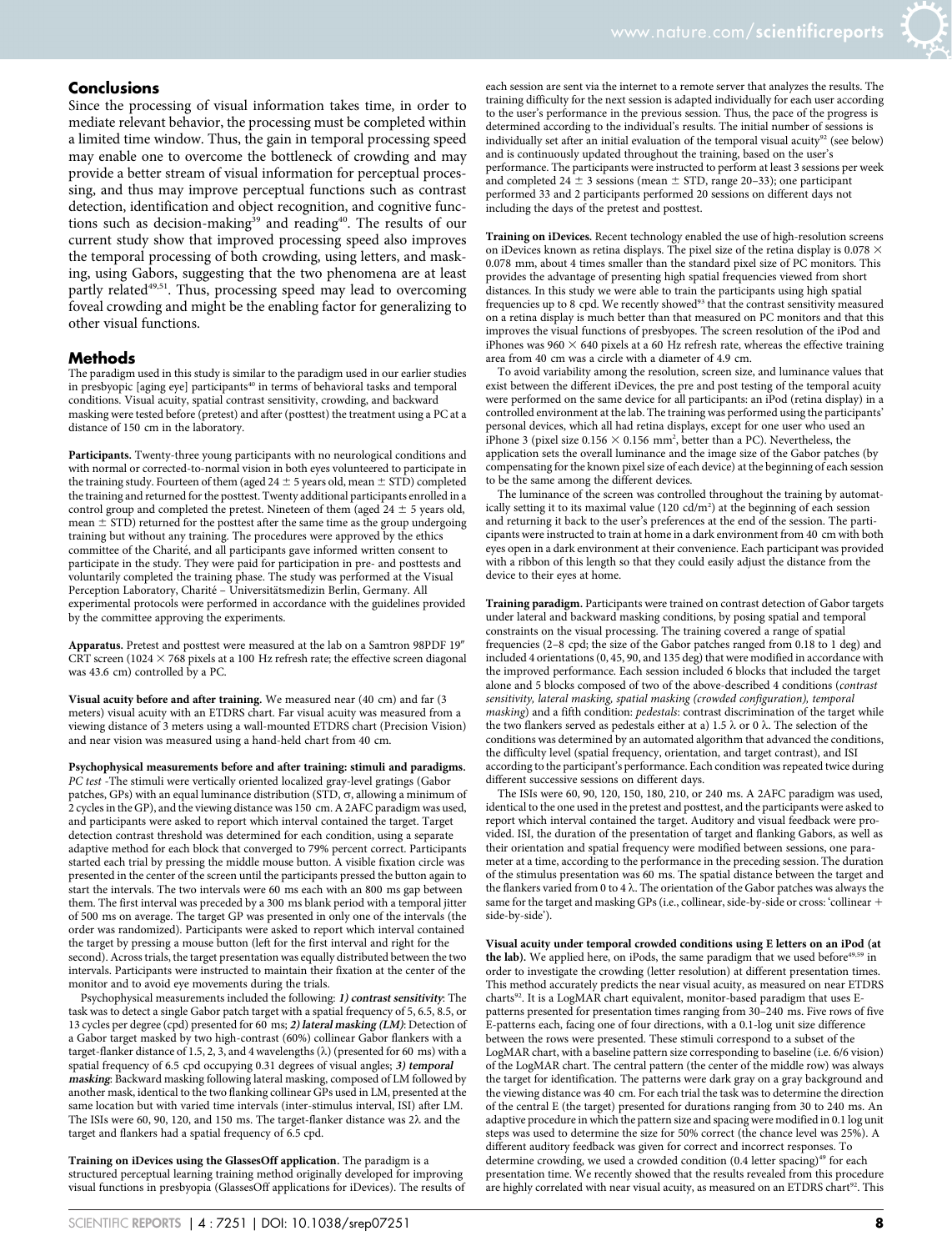## Conclusions

Since the processing of visual information takes time, in order to mediate relevant behavior, the processing must be completed within a limited time window. Thus, the gain in temporal processing speed may enable one to overcome the bottleneck of crowding and may provide a better stream of visual information for perceptual processing, and thus may improve perceptual functions such as contrast detection, identification and object recognition, and cognitive functions such as decision-making[39] and reading[40]. The results of our current study show that improved processing speed also improves the temporal processing of both crowding, using letters, and masking, using Gabors, suggesting that the two phenomena are at least partly related[49,51]. Thus, processing speed may lead to overcoming foveal crowding and might be the enabling factor for generalizing to other visual functions.

## Methods

The paradigm used in this study is similar to the paradigm used in our earlier studies in presbyopic [aging eye] participants[40] in terms of behavioral tasks and temporal conditions. Visual acuity, spatial contrast sensitivity, crowding, and backward masking were tested before (pretest) and after (posttest) the treatment using a PC at a distance of 150 cm in the laboratory.

**Participants.** Twenty-three young participants with no neurological conditions and with normal or corrected-to-normal vision in both eyes volunteered to participate in the training study. Fourteen of them (aged 24 ± 5 years old, mean ± STD) completed the training and returned for the posttest. Twenty additional participants enrolled in a control group and completed the pretest. Nineteen of them (aged 24 ± 5 years old, mean ± STD) returned for the posttest after the same time as the group undergoing training but without any training. The procedures were approved by the ethics committee of the Charité, and all participants gave informed written consent to participate in the study. They were paid for participation in pre- and posttests and voluntarily completed the training phase. The study was performed at the Visual Perception Laboratory, Charité – Universitätsmedizin Berlin, Germany. All experimental protocols were performed in accordance with the guidelines provided by the committee approving the experiments.

**Apparatus.** Pretest and posttest were measured at the lab on a Samtron 98PDF 19″ CRT screen (1024 × 768 pixels at a 100 Hz refresh rate; the effective screen diagonal was 43.6 cm) controlled by a PC.

**Visual acuity before and after training.** We measured near (40 cm) and far (3 meters) visual acuity with an ETDRS chart. Far visual acuity was measured from a viewing distance of 3 meters using a wall-mounted ETDRS chart (Precision Vision) and near vision was measured using a hand-held chart from 40 cm.

**Psychophysical measurements before and after training: stimuli and paradigms.** *PC test* -The stimuli were vertically oriented localized gray-level gratings (Gabor patches, GPs) with an equal luminance distribution (STD, σ, allowing a minimum of 2 cycles in the GP), and the viewing distance was 150 cm. A 2AFC paradigm was used, and participants were asked to report which interval contained the target. Target detection contrast threshold was determined for each condition, using a separate adaptive method for each block that converged to 79% percent correct. Participants started each trial by pressing the middle mouse button. A visible fixation circle was presented in the center of the screen until the participants pressed the button again to start the intervals. The two intervals were 60 ms each with an 800 ms gap between them. The first interval was preceded by a 300 ms blank period with a temporal jitter of 500 ms on average. The target GP was presented in only one of the intervals (the order was randomized). Participants were asked to report which interval contained the target by pressing a mouse button (left for the first interval and right for the second). Across trials, the target presentation was equally distributed between the two intervals. Participants were instructed to maintain their fixation at the center of the monitor and to avoid eye movements during the trials.

Psychophysical measurements included the following: ***1) contrast sensitivity***: The task was to detect a single Gabor patch target with a spatial frequency of 5, 6.5, 8.5, or 13 cycles per degree (cpd) presented for 60 ms; ***2) lateral masking (LM)***: Detection of a Gabor target masked by two high-contrast (60%) collinear Gabor flankers with a target-flanker distance of 1.5, 2, 3, and 4 wavelengths (λ) (presented for 60 ms) with a spatial frequency of 6.5 cpd occupying 0.31 degrees of visual angles; ***3) temporal masking***: Backward masking following lateral masking, composed of LM followed by another mask, identical to the two flanking collinear GPs used in LM, presented at the same location but with varied time intervals (inter-stimulus interval, ISI) after LM. The ISIs were 60, 90, 120, and 150 ms. The target-flanker distance was 2λ and the target and flankers had a spatial frequency of 6.5 cpd.

**Training on iDevices using the GlassesOff application.** The paradigm is a structured perceptual learning training method originally developed for improving visual functions in presbyopia (GlassesOff applications for iDevices). The results of each session are sent via the internet to a remote server that analyzes the results. The training difficulty for the next session is adapted individually for each user according to the user's performance in the previous session. Thus, the pace of the progress is determined according to the individual's results. The initial number of sessions is individually set after an initial evaluation of the temporal visual acuity[92] (see below) and is continuously updated throughout the training, based on the user's performance. The participants were instructed to perform at least 3 sessions per week and completed 24 ± 3 sessions (mean ± STD, range 20–33); one participant performed 33 and 2 participants performed 20 sessions on different days not including the days of the pretest and posttest.

**Training on iDevices.** Recent technology enabled the use of high-resolution screens on iDevices known as retina displays. The pixel size of the retina display is 0.078 × 0.078 mm, about 4 times smaller than the standard pixel size of PC monitors. This provides the advantage of presenting high spatial frequencies viewed from short distances. In this study we were able to train the participants using high spatial frequencies up to 8 cpd. We recently showed[93] that the contrast sensitivity measured on a retina display is much better than that measured on PC monitors and that this improves the visual functions of presbyopes. The screen resolution of the iPod and iPhones was 960 × 640 pixels at a 60 Hz refresh rate, whereas the effective training area from 40 cm was a circle with a diameter of 4.9 cm.

To avoid variability among the resolution, screen size, and luminance values that exist between the different iDevices, the pre and post testing of the temporal acuity were performed on the same device for all participants: an iPod (retina display) in a controlled environment at the lab. The training was performed using the participants' personal devices, which all had retina displays, except for one user who used an iPhone 3 (pixel size 0.156 × 0.156 mm$^2$, better than a PC). Nevertheless, the application sets the overall luminance and the image size of the Gabor patches (by compensating for the known pixel size of each device) at the beginning of each session to be the same among the different devices.

The luminance of the screen was controlled throughout the training by automatically setting it to its maximal value (120 cd/m$^2$) at the beginning of each session and returning it back to the user's preferences at the end of the session. The participants were instructed to train at home in a dark environment from 40 cm with both eyes open in a dark environment at their convenience. Each participant was provided with a ribbon of this length so that they could easily adjust the distance from the device to their eyes at home.

**Training paradigm.** Participants were trained on contrast detection of Gabor targets under lateral and backward masking conditions, by posing spatial and temporal constraints on the visual processing. The training covered a range of spatial frequencies (2–8 cpd; the size of the Gabor patches ranged from 0.18 to 1 deg) and included 4 orientations (0, 45, 90, and 135 deg) that were modified in accordance with the improved performance. Each session included 6 blocks that included the target alone and 5 blocks composed of two of the above-described 4 conditions (*contrast sensitivity, lateral masking, spatial masking (crowded configuration), temporal masking*) and a fifth condition: *pedestals*: contrast discrimination of the target while the two flankers served as pedestals either at a) 1.5 λ or 0 λ. The selection of the conditions was determined by an automated algorithm that advanced the conditions, the difficulty level (spatial frequency, orientation, and target contrast), and ISI according to the participant's performance. Each condition was repeated twice during different successive sessions on different days.

The ISIs were 60, 90, 120, 150, 180, 210, or 240 ms. A 2AFC paradigm was used, identical to the one used in the pretest and posttest, and the participants were asked to report which interval contained the target. Auditory and visual feedback were provided. ISI, the duration of the presentation of target and flanking Gabors, as well as their orientation and spatial frequency were modified between sessions, one parameter at a time, according to the performance in the preceding session. The duration of the stimulus presentation was 60 ms. The spatial distance between the target and the flankers varied from 0 to 4 λ. The orientation of the Gabor patches was always the same for the target and masking GPs (i.e., collinear, side-by-side or cross: 'collinear + side-by-side').

**Visual acuity under temporal crowded conditions using E letters on an iPod (at the lab).** We applied here, on iPods, the same paradigm that we used before[49,59] in order to investigate the crowding (letter resolution) at different presentation times. This method accurately predicts the near visual acuity, as measured on near ETDRS charts[92]. It is a LogMAR chart equivalent, monitor-based paradigm that uses E-patterns presented for presentation times ranging from 30–240 ms. Five rows of five E-patterns each, facing one of four directions, with a 0.1-log unit size difference between the rows were presented. These stimuli correspond to a subset of the LogMAR chart, with a baseline pattern size corresponding to baseline (i.e. 6/6 vision) of the LogMAR chart. The central pattern (the center of the middle row) was always the target for identification. The patterns were dark gray on a gray background and the viewing distance was 40 cm. For each trial the task was to determine the direction of the central E (the target) presented for durations ranging from 30 to 240 ms. An adaptive procedure in which the pattern size and spacing were modified in 0.1 log unit steps was used to determine the size for 50% correct (the chance level was 25%). A different auditory feedback was given for correct and incorrect responses. To determine crowding, we used a crowded condition (0.4 letter spacing)[49] for each presentation time. We recently showed that the results revealed from this procedure are highly correlated with near visual acuity, as measured on an ETDRS chart[92]. This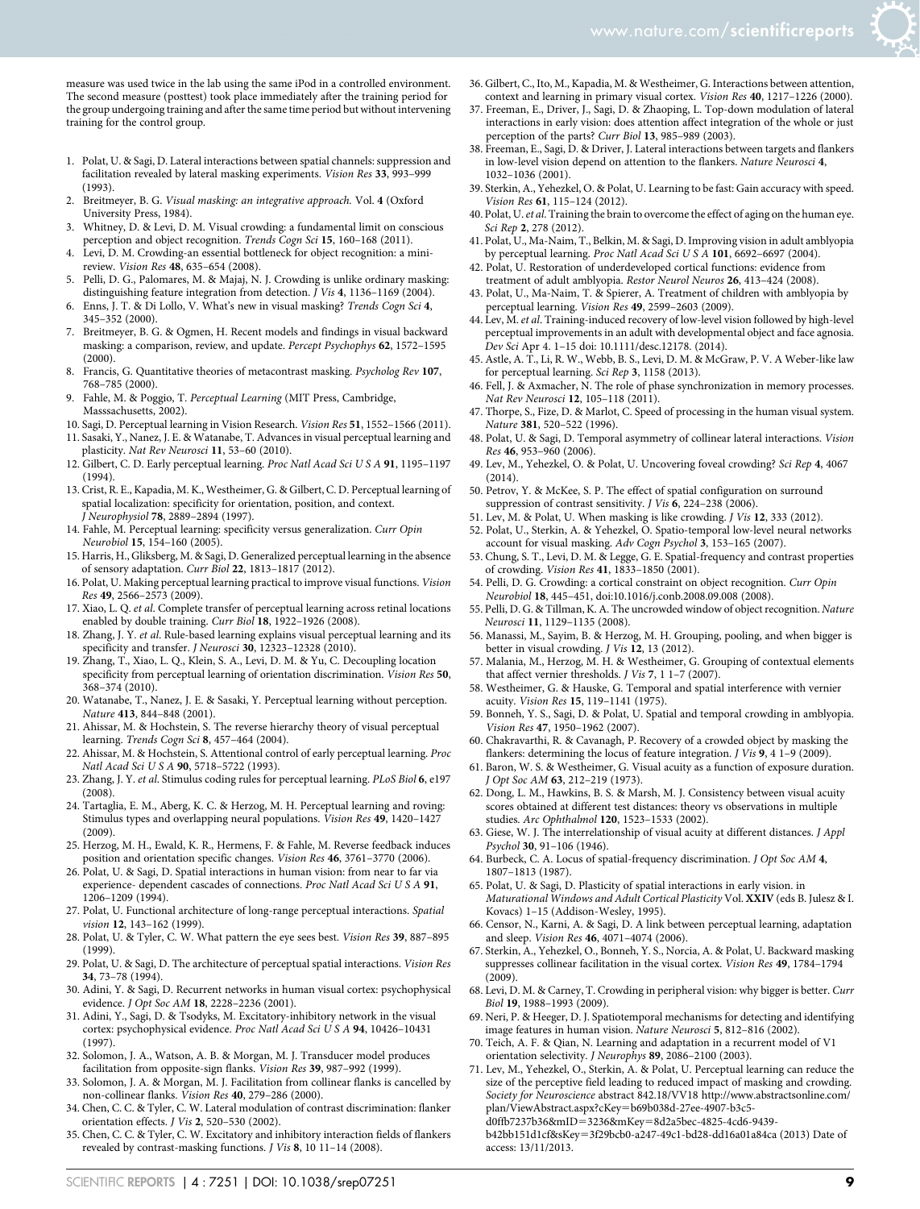measure was used twice in the lab using the same iPod in a controlled environment. The second measure (posttest) took place immediately after the training period for the group undergoing training and after the same time period but without intervening training for the control group.

1. Polat, U. & Sagi, D. Lateral interactions between spatial channels: suppression and facilitation revealed by lateral masking experiments. *Vision Res* **33**, 993–999 (1993).
2. Breitmeyer, B. G. *Visual masking: an integrative approach.* Vol. **4** (Oxford University Press, 1984).
3. Whitney, D. & Levi, D. M. Visual crowding: a fundamental limit on conscious perception and object recognition. *Trends Cogn Sci* **15**, 160–168 (2011).
4. Levi, D. M. Crowding-an essential bottleneck for object recognition: a mini-review. *Vision Res* **48**, 635–654 (2008).
5. Pelli, D. G., Palomares, M. & Majaj, N. J. Crowding is unlike ordinary masking: distinguishing feature integration from detection. *J Vis* **4**, 1136–1169 (2004).
6. Enns, J. T. & Di Lollo, V. What's new in visual masking? *Trends Cogn Sci* **4**, 345–352 (2000).
7. Breitmeyer, B. G. & Ogmen, H. Recent models and findings in visual backward masking: a comparison, review, and update. *Percept Psychophys* **62**, 1572–1595 (2000).
8. Francis, G. Quantitative theories of metacontrast masking. *Psycholog Rev* **107**, 768–785 (2000).
9. Fahle, M. & Poggio, T. *Perceptual Learning* (MIT Press, Cambridge, Masssachusetts, 2002).
10. Sagi, D. Perceptual learning in Vision Research. *Vision Res* **51**, 1552–1566 (2011).
11. Sasaki, Y., Nanez, J. E. & Watanabe, T. Advances in visual perceptual learning and plasticity. *Nat Rev Neurosci* **11**, 53–60 (2010).
12. Gilbert, C. D. Early perceptual learning. *Proc Natl Acad Sci U S A* **91**, 1195–1197 (1994).
13. Crist, R. E., Kapadia, M. K., Westheimer, G. & Gilbert, C. D. Perceptual learning of spatial localization: specificity for orientation, position, and context. *J Neurophysiol* **78**, 2889–2894 (1997).
14. Fahle, M. Perceptual learning: specificity versus generalization. *Curr Opin Neurobiol* **15**, 154–160 (2005).
15. Harris, H., Gliksberg, M. & Sagi, D. Generalized perceptual learning in the absence of sensory adaptation. *Curr Biol* **22**, 1813–1817 (2012).
16. Polat, U. Making perceptual learning practical to improve visual functions. *Vision Res* **49**, 2566–2573 (2009).
17. Xiao, L. Q. *et al*. Complete transfer of perceptual learning across retinal locations enabled by double training. *Curr Biol* **18**, 1922–1926 (2008).
18. Zhang, J. Y. *et al*. Rule-based learning explains visual perceptual learning and its specificity and transfer. *J Neurosci* **30**, 12323–12328 (2010).
19. Zhang, T., Xiao, L. Q., Klein, S. A., Levi, D. M. & Yu, C. Decoupling location specificity from perceptual learning of orientation discrimination. *Vision Res* **50**, 368–374 (2010).
20. Watanabe, T., Nanez, J. E. & Sasaki, Y. Perceptual learning without perception. *Nature* **413**, 844–848 (2001).
21. Ahissar, M. & Hochstein, S. The reverse hierarchy theory of visual perceptual learning. *Trends Cogn Sci* **8**, 457–464 (2004).
22. Ahissar, M. & Hochstein, S. Attentional control of early perceptual learning. *Proc Natl Acad Sci U S A* **90**, 5718–5722 (1993).
23. Zhang, J. Y. *et al*. Stimulus coding rules for perceptual learning. *PLoS Biol* **6**, e197 (2008).
24. Tartaglia, E. M., Aberg, K. C. & Herzog, M. H. Perceptual learning and roving: Stimulus types and overlapping neural populations. *Vision Res* **49**, 1420–1427 (2009).
25. Herzog, M. H., Ewald, K. R., Hermens, F. & Fahle, M. Reverse feedback induces position and orientation specific changes. *Vision Res* **46**, 3761–3770 (2006).
26. Polat, U. & Sagi, D. Spatial interactions in human vision: from near to far via experience- dependent cascades of connections. *Proc Natl Acad Sci U S A* **91**, 1206–1209 (1994).
27. Polat, U. Functional architecture of long-range perceptual interactions. *Spatial vision* **12**, 143–162 (1999).
28. Polat, U. & Tyler, C. W. What pattern the eye sees best. *Vision Res* **39**, 887–895 (1999).
29. Polat, U. & Sagi, D. The architecture of perceptual spatial interactions. *Vision Res* **34**, 73–78 (1994).
30. Adini, Y. & Sagi, D. Recurrent networks in human visual cortex: psychophysical evidence. *J Opt Soc AM* **18**, 2228–2236 (2001).
31. Adini, Y., Sagi, D. & Tsodyks, M. Excitatory-inhibitory network in the visual cortex: psychophysical evidence. *Proc Natl Acad Sci U S A* **94**, 10426–10431 (1997).
32. Solomon, J. A., Watson, A. B. & Morgan, M. J. Transducer model produces facilitation from opposite-sign flanks. *Vision Res* **39**, 987–992 (1999).
33. Solomon, J. A. & Morgan, M. J. Facilitation from collinear flanks is cancelled by non-collinear flanks. *Vision Res* **40**, 279–286 (2000).
34. Chen, C. C. & Tyler, C. W. Lateral modulation of contrast discrimination: flanker orientation effects. *J Vis* **2**, 520–530 (2002).
35. Chen, C. C. & Tyler, C. W. Excitatory and inhibitory interaction fields of flankers revealed by contrast-masking functions. *J Vis* **8**, 10 11–14 (2008).
36. Gilbert, C., Ito, M., Kapadia, M. & Westheimer, G. Interactions between attention, context and learning in primary visual cortex. *Vision Res* **40**, 1217–1226 (2000).
37. Freeman, E., Driver, J., Sagi, D. & Zhaoping, L. Top-down modulation of lateral interactions in early vision: does attention affect integration of the whole or just perception of the parts? *Curr Biol* **13**, 985–989 (2003).
38. Freeman, E., Sagi, D. & Driver, J. Lateral interactions between targets and flankers in low-level vision depend on attention to the flankers. *Nature Neurosci* **4**, 1032–1036 (2001).
39. Sterkin, A., Yehezkel, O. & Polat, U. Learning to be fast: Gain accuracy with speed. *Vision Res* **61**, 115–124 (2012).
40. Polat, U. *et al*. Training the brain to overcome the effect of aging on the human eye. *Sci Rep* **2**, 278 (2012).
41. Polat, U., Ma-Naim, T., Belkin, M. & Sagi, D. Improving vision in adult amblyopia by perceptual learning. *Proc Natl Acad Sci U S A* **101**, 6692–6697 (2004).
42. Polat, U. Restoration of underdeveloped cortical functions: evidence from treatment of adult amblyopia. *Restor Neurol Neuros* **26**, 413–424 (2008).
43. Polat, U., Ma-Naim, T. & Spierer, A. Treatment of children with amblyopia by perceptual learning. *Vision Res* **49**, 2599–2603 (2009).
44. Lev, M. *et al*. Training-induced recovery of low-level vision followed by high-level perceptual improvements in an adult with developmental object and face agnosia. *Dev Sci* Apr 4. 1–15 doi: 10.1111/desc.12178. (2014).
45. Astle, A. T., Li, R. W., Webb, B. S., Levi, D. M. & McGraw, P. V. A Weber-like law for perceptual learning. *Sci Rep* **3**, 1158 (2013).
46. Fell, J. & Axmacher, N. The role of phase synchronization in memory processes. *Nat Rev Neurosci* **12**, 105–118 (2011).
47. Thorpe, S., Fize, D. & Marlot, C. Speed of processing in the human visual system. *Nature* **381**, 520–522 (1996).
48. Polat, U. & Sagi, D. Temporal asymmetry of collinear lateral interactions. *Vision Res* **46**, 953–960 (2006).
49. Lev, M., Yehezkel, O. & Polat, U. Uncovering foveal crowding? *Sci Rep* **4**, 4067 (2014).
50. Petrov, Y. & McKee, S. P. The effect of spatial configuration on surround suppression of contrast sensitivity. *J Vis* **6**, 224–238 (2006).
51. Lev, M. & Polat, U. When masking is like crowding. *J Vis* **12**, 333 (2012).
52. Polat, U., Sterkin, A. & Yehezkel, O. Spatio-temporal low-level neural networks account for visual masking. *Adv Cogn Psychol* **3**, 153–165 (2007).
53. Chung, S. T., Levi, D. M. & Legge, G. E. Spatial-frequency and contrast properties of crowding. *Vision Res* **41**, 1833–1850 (2001).
54. Pelli, D. G. Crowding: a cortical constraint on object recognition. *Curr Opin Neurobiol* **18**, 445–451, doi:10.1016/j.conb.2008.09.008 (2008).
55. Pelli, D. G. & Tillman, K. A. The uncrowded window of object recognition. *Nature Neurosci* **11**, 1129–1135 (2008).
56. Manassi, M., Sayim, B. & Herzog, M. H. Grouping, pooling, and when bigger is better in visual crowding. *J Vis* **12**, 13 (2012).
57. Malania, M., Herzog, M. H. & Westheimer, G. Grouping of contextual elements that affect vernier thresholds. *J Vis* **7**, 1 1–7 (2007).
58. Westheimer, G. & Hauske, G. Temporal and spatial interference with vernier acuity. *Vision Res* **15**, 119–1141 (1975).
59. Bonneh, Y. S., Sagi, D. & Polat, U. Spatial and temporal crowding in amblyopia. *Vision Res* **47**, 1950–1962 (2007).
60. Chakravarthi, R. & Cavanagh, P. Recovery of a crowded object by masking the flankers: determining the locus of feature integration. *J Vis* **9**, 4 1–9 (2009).
61. Baron, W. S. & Westheimer, G. Visual acuity as a function of exposure duration. *J Opt Soc AM* **63**, 212–219 (1973).
62. Dong, L. M., Hawkins, B. S. & Marsh, M. J. Consistency between visual acuity scores obtained at different test distances: theory vs observations in multiple studies. *Arc Ophthalmol* **120**, 1523–1533 (2002).
63. Giese, W. J. The interrelationship of visual acuity at different distances. *J Appl Psychol* **30**, 91–106 (1946).
64. Burbeck, C. A. Locus of spatial-frequency discrimination. *J Opt Soc AM* **4**, 1807–1813 (1987).
65. Polat, U. & Sagi, D. Plasticity of spatial interactions in early vision. in *Maturational Windows and Adult Cortical Plasticity* Vol. **XXIV** (eds B. Julesz & I. Kovacs) 1–15 (Addison-Wesley, 1995).
66. Censor, N., Karni, A. & Sagi, D. A link between perceptual learning, adaptation and sleep. *Vision Res* **46**, 4071–4074 (2006).
67. Sterkin, A., Yehezkel, O., Bonneh, Y. S., Norcia, A. & Polat, U. Backward masking suppresses collinear facilitation in the visual cortex. *Vision Res* **49**, 1784–1794 (2009).
68. Levi, D. M. & Carney, T. Crowding in peripheral vision: why bigger is better. *Curr Biol* **19**, 1988–1993 (2009).
69. Neri, P. & Heeger, D. J. Spatiotemporal mechanisms for detecting and identifying image features in human vision. *Nature Neurosci* **5**, 812–816 (2002).
70. Teich, A. F. & Qian, N. Learning and adaptation in a recurrent model of V1 orientation selectivity. *J Neurophys* **89**, 2086–2100 (2003).
71. Lev, M., Yehezkel, O., Sterkin, A. & Polat, U. Perceptual learning can reduce the size of the perceptive field leading to reduced impact of masking and crowding. *Society for Neuroscience* abstract 842.18/VV18 http://www.abstractsonline.com/plan/ViewAbstract.aspx?cKey=b69b038d-27ee-4907-b3c5-d0ffb7237b36&mID=3236&mKey=8d2a5bec-4825-4cd6-9439-b42bb151d1cf&sKey=3f29bcb0-a247-49c1-bd28-dd16a01a84ca (2013) Date of access: 13/11/2013.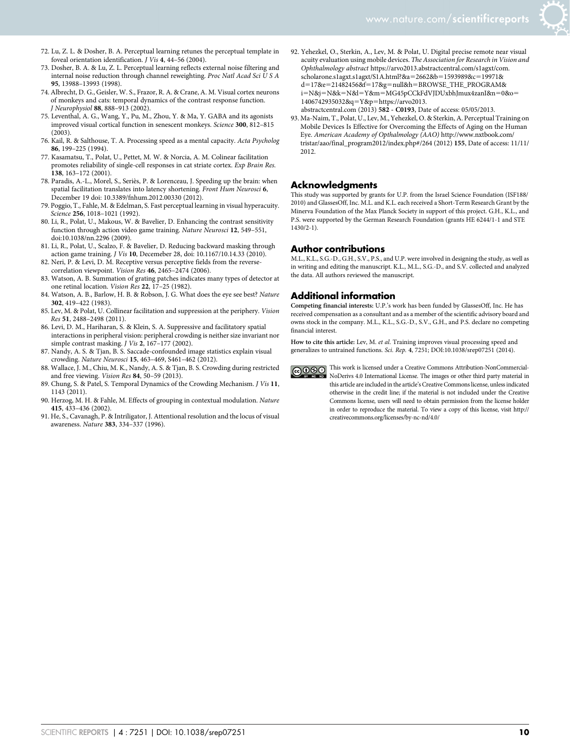72. Lu, Z. L. & Dosher, B. A. Perceptual learning retunes the perceptual template in foveal orientation identification. *J Vis* **4**, 44–56 (2004).
73. Dosher, B. A. & Lu, Z. L. Perceptual learning reflects external noise filtering and internal noise reduction through channel reweighting. *Proc Natl Acad Sci U S A* **95**, 13988–13993 (1998).
74. Albrecht, D. G., Geisler, W. S., Frazor, R. A. & Crane, A. M. Visual cortex neurons of monkeys and cats: temporal dynamics of the contrast response function. *J Neurophysiol* **88**, 888–913 (2002).
75. Leventhal, A. G., Wang, Y., Pu, M., Zhou, Y. & Ma, Y. GABA and its agonists improved visual cortical function in senescent monkeys. *Science* **300**, 812–815 (2003).
76. Kail, R. & Salthouse, T. A. Processing speed as a mental capacity. *Acta Psycholog* **86**, 199–225 (1994).
77. Kasamatsu, T., Polat, U., Pettet, M. W. & Norcia, A. M. Colinear facilitation promotes reliability of single-cell responses in cat striate cortex. *Exp Brain Res.* **138**, 163–172 (2001).
78. Paradis, A.-L., Morel, S., Seriès, P. & Lorenceau, J. Speeding up the brain: when spatial facilitation translates into latency shortening. *Front Hum Neurosci* **6**, December 19 doi: 10.3389/fnhum.2012.00330 (2012).
79. Poggio, T., Fahle, M. & Edelman, S. Fast perceptual learning in visual hyperacuity. *Science* **256**, 1018–1021 (1992).
80. Li, R., Polat, U., Makous, W. & Bavelier, D. Enhancing the contrast sensitivity function through action video game training. *Nature Neurosci* **12**, 549–551, doi:10.1038/nn.2296 (2009).
81. Li, R., Polat, U., Scalzo, F. & Bavelier, D. Reducing backward masking through action game training. *J Vis* **10**, Decemeber 28, doi: 10.1167/10.14.33 (2010).
82. Neri, P. & Levi, D. M. Receptive versus perceptive fields from the reverse-correlation viewpoint. *Vision Res* **46**, 2465–2474 (2006).
83. Watson, A. B. Summation of grating patches indicates many types of detector at one retinal location. *Vision Res* **22**, 17–25 (1982).
84. Watson, A. B., Barlow, H. B. & Robson, J. G. What does the eye see best? *Nature* **302**, 419–422 (1983).
85. Lev, M. & Polat, U. Collinear facilitation and suppression at the periphery. *Vision Res* **51**, 2488–2498 (2011).
86. Levi, D. M., Hariharan, S. & Klein, S. A. Suppressive and facilitatory spatial interactions in peripheral vision: peripheral crowding is neither size invariant nor simple contrast masking. *J Vis* **2**, 167–177 (2002).
87. Nandy, A. S. & Tjan, B. S. Saccade-confounded image statistics explain visual crowding. *Nature Neurosci* **15**, 463–469, S461–462 (2012).
88. Wallace, J. M., Chiu, M. K., Nandy, A. S. & Tjan, B. S. Crowding during restricted and free viewing. *Vision Res* **84**, 50–59 (2013).
89. Chung, S. & Patel, S. Temporal Dynamics of the Crowding Mechanism. *J Vis* **11**, 1143 (2011).
90. Herzog, M. H. & Fahle, M. Effects of grouping in contextual modulation. *Nature* **415**, 433–436 (2002).
91. He, S., Cavanagh, P. & Intriligator, J. Attentional resolution and the locus of visual awareness. *Nature* **383**, 334–337 (1996).
92. Yehezkel, O., Sterkin, A., Lev, M. & Polat, U. Digital precise remote near visual acuity evaluation using mobile devices. *The Association for Research in Vision and Ophthalmology abstract* https://arvo2013.abstractcentral.com/s1agxt/com.scholarone.s1agxt.s1agxt/S1A.html?&a=2662&b=1593989&c=19971&d=17&e=21482456&f=17&g=null&h=BROWSE_THE_PROGRAM&i=N&j=N&k=N&l=Y&m=MG45pCCkFdVJDUxbhJmux4zanI&n=0&o=1406742935032&q=Y&p=https://arvo2013.abstractcentral.com (2013) **582 - C0193**, Date of access: 05/05/2013.
93. Ma-Naim, T., Polat, U., Lev, M., Yehezkel, O. & Sterkin, A. Perceptual Training on Mobile Devices Is Effective for Overcoming the Effects of Aging on the Human Eye. *American Academy of Opthalmology (AAO)* http://www.nxtbook.com/tristar/aao/final_program2012/index.php#/264 (2012) **155**, Date of access: 11/11/2012.

## Acknowledgments

This study was supported by grants for U.P. from the Israel Science Foundation (ISF188/2010) and GlassesOff, Inc. M.L. and K.L. each received a Short-Term Research Grant by the Minerva Foundation of the Max Planck Society in support of this project. G.H., K.L., and P.S. were supported by the German Research Foundation (grants HE 6244/1-1 and STE 1430/2-1).

## Author contributions

M.L., K.L., S.G.-D., G.H., S.V., P.S., and U.P. were involved in designing the study, as well as in writing and editing the manuscript. K.L., M.L., S.G.-D., and S.V. collected and analyzed the data. All authors reviewed the manuscript.

## Additional information

**Competing financial interests:** U.P.'s work has been funded by GlassesOff, Inc. He has received compensation as a consultant and as a member of the scientific advisory board and owns stock in the company. M.L., K.L., S.G.-D., S.V., G.H., and P.S. declare no competing financial interest.

**How to cite this article:** Lev, M. *et al*. Training improves visual processing speed and generalizes to untrained functions. *Sci. Rep.* **4**, 7251; DOI:10.1038/srep07251 (2014).

This work is licensed under a Creative Commons Attribution-NonCommercial-NoDerivs 4.0 International License. The images or other third party material in this article are included in the article's Creative Commons license, unless indicated otherwise in the credit line; if the material is not included under the Creative Commons license, users will need to obtain permission from the license holder in order to reproduce the material. To view a copy of this license, visit http://creativecommons.org/licenses/by-nc-nd/4.0/